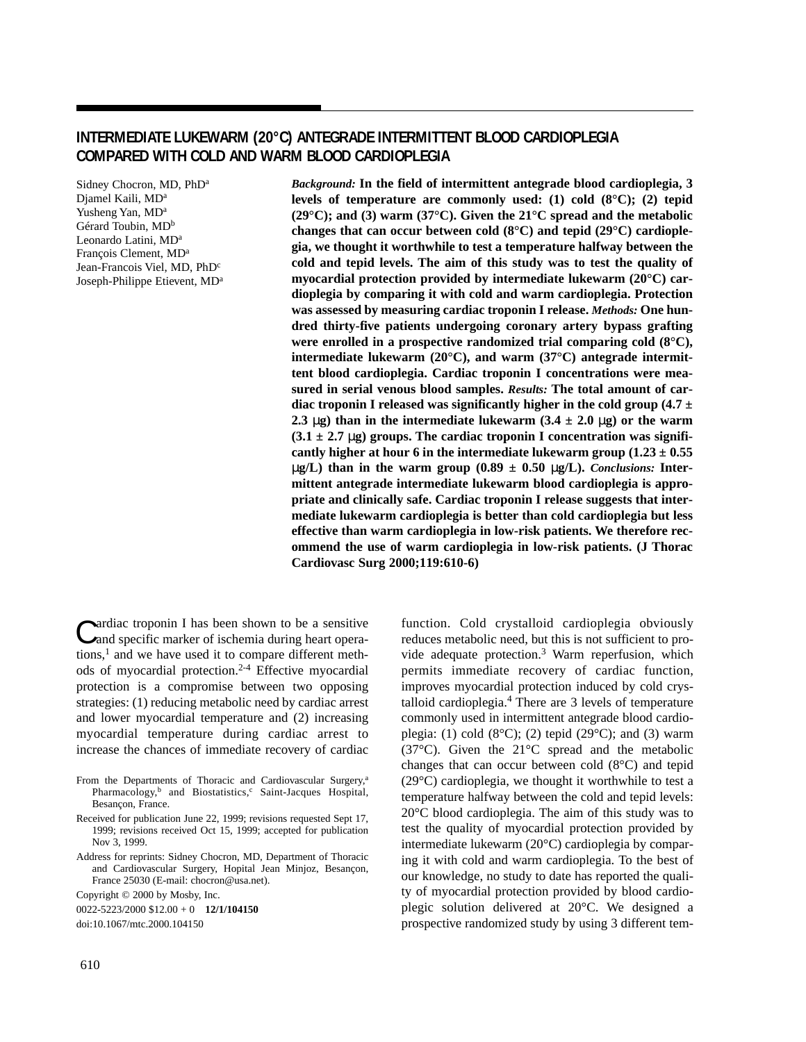# INTERMEDIATE LUKEWARM (20°C) ANTEGRADE INTERMITTENT BLOOD CARDIOPLEGIA COMPARED WITH COLD AND WARM BLOOD CARDIOPLEGIA

Sidney Chocron, MD, PhD[a]
Djamel Kaili, MD[a]
Yusheng Yan, MD[a]
Gérard Toubin, MD[b]
Leonardo Latini, MD[a]
François Clement, MD[a]
Jean-Francois Viel, MD, PhD[c]
Joseph-Philippe Etievent, MD[a]

***Background:*** **In the field of intermittent antegrade blood cardioplegia, 3 levels of temperature are commonly used: (1) cold (8°C); (2) tepid (29°C); and (3) warm (37°C). Given the 21°C spread and the metabolic changes that can occur between cold (8°C) and tepid (29°C) cardioplegia, we thought it worthwhile to test a temperature halfway between the cold and tepid levels. The aim of this study was to test the quality of myocardial protection provided by intermediate lukewarm (20°C) cardioplegia by comparing it with cold and warm cardioplegia. Protection was assessed by measuring cardiac troponin I release.** ***Methods:*** **One hundred thirty-five patients undergoing coronary artery bypass grafting were enrolled in a prospective randomized trial comparing cold (8°C), intermediate lukewarm (20°C), and warm (37°C) antegrade intermittent blood cardioplegia. Cardiac troponin I concentrations were measured in serial venous blood samples.** ***Results:*** **The total amount of cardiac troponin I released was significantly higher in the cold group (4.7 ± 2.3 μg) than in the intermediate lukewarm (3.4 ± 2.0 μg) or the warm (3.1 ± 2.7 μg) groups. The cardiac troponin I concentration was significantly higher at hour 6 in the intermediate lukewarm group (1.23 ± 0.55 μg/L) than in the warm group (0.89 ± 0.50 μg/L).** ***Conclusions:*** **Intermittent antegrade intermediate lukewarm blood cardioplegia is appropriate and clinically safe. Cardiac troponin I release suggests that intermediate lukewarm cardioplegia is better than cold cardioplegia but less effective than warm cardioplegia in low-risk patients. We therefore recommend the use of warm cardioplegia in low-risk patients. (J Thorac Cardiovasc Surg 2000;119:610-6)**

Cardiac troponin I has been shown to be a sensitive and specific marker of ischemia during heart operations,[1] and we have used it to compare different methods of myocardial protection.[2-4] Effective myocardial protection is a compromise between two opposing strategies: (1) reducing metabolic need by cardiac arrest and lower myocardial temperature and (2) increasing myocardial temperature during cardiac arrest to increase the chances of immediate recovery of cardiac function. Cold crystalloid cardioplegia obviously reduces metabolic need, but this is not sufficient to provide adequate protection.[3] Warm reperfusion, which permits immediate recovery of cardiac function, improves myocardial protection induced by cold crystalloid cardioplegia.[4] There are 3 levels of temperature commonly used in intermittent antegrade blood cardioplegia: (1) cold (8°C); (2) tepid (29°C); and (3) warm (37°C). Given the 21°C spread and the metabolic changes that can occur between cold (8°C) and tepid (29°C) cardioplegia, we thought it worthwhile to test a temperature halfway between the cold and tepid levels: 20°C blood cardioplegia. The aim of this study was to test the quality of myocardial protection provided by intermediate lukewarm (20°C) cardioplegia by comparing it with cold and warm cardioplegia. To the best of our knowledge, no study to date has reported the quality of myocardial protection provided by blood cardioplegic solution delivered at 20°C. We designed a prospective randomized study by using 3 different tem-

From the Departments of Thoracic and Cardiovascular Surgery,[a] Pharmacology,[b] and Biostatistics,[c] Saint-Jacques Hospital, Besançon, France.

Received for publication June 22, 1999; revisions requested Sept 17, 1999; revisions received Oct 15, 1999; accepted for publication Nov 3, 1999.

Address for reprints: Sidney Chocron, MD, Department of Thoracic and Cardiovascular Surgery, Hopital Jean Minjoz, Besançon, France 25030 (E-mail: chocron@usa.net).

Copyright © 2000 by Mosby, Inc.

0022-5223/2000 $12.00 + 0 **12/1/104150**

doi:10.1067/mtc.2000.104150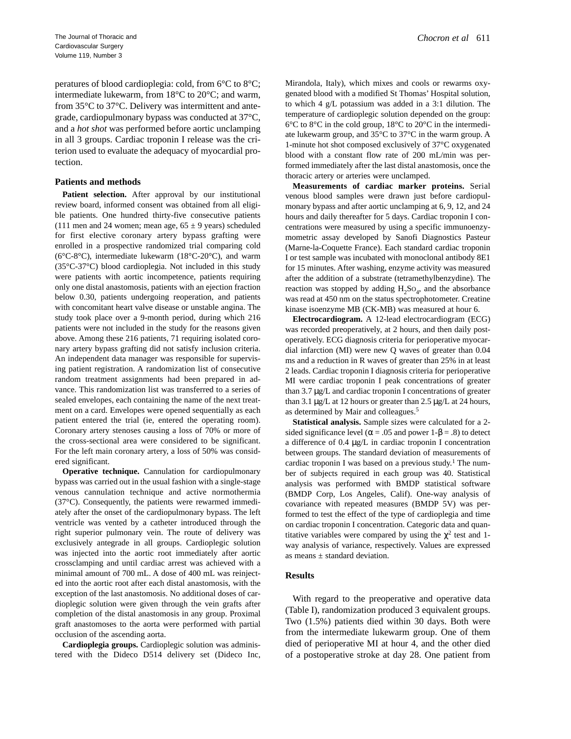peratures of blood cardioplegia: cold, from 6°C to 8°C; intermediate lukewarm, from 18°C to 20°C; and warm, from 35°C to 37°C. Delivery was intermittent and antegrade, cardiopulmonary bypass was conducted at 37°C, and a *hot shot* was performed before aortic unclamping in all 3 groups. Cardiac troponin I release was the criterion used to evaluate the adequacy of myocardial protection.

## Patients and methods

**Patient selection.** After approval by our institutional review board, informed consent was obtained from all eligible patients. One hundred thirty-five consecutive patients (111 men and 24 women; mean age, 65 ± 9 years) scheduled for first elective coronary artery bypass grafting were enrolled in a prospective randomized trial comparing cold (6°C-8°C), intermediate lukewarm (18°C-20°C), and warm (35°C-37°C) blood cardioplegia. Not included in this study were patients with aortic incompetence, patients requiring only one distal anastomosis, patients with an ejection fraction below 0.30, patients undergoing reoperation, and patients with concomitant heart valve disease or unstable angina. The study took place over a 9-month period, during which 216 patients were not included in the study for the reasons given above. Among these 216 patients, 71 requiring isolated coronary artery bypass grafting did not satisfy inclusion criteria. An independent data manager was responsible for supervising patient registration. A randomization list of consecutive random treatment assignments had been prepared in advance. This randomization list was transferred to a series of sealed envelopes, each containing the name of the next treatment on a card. Envelopes were opened sequentially as each patient entered the trial (ie, entered the operating room). Coronary artery stenoses causing a loss of 70% or more of the cross-sectional area were considered to be significant. For the left main coronary artery, a loss of 50% was considered significant.

**Operative technique.** Cannulation for cardiopulmonary bypass was carried out in the usual fashion with a single-stage venous cannulation technique and active normothermia (37°C). Consequently, the patients were rewarmed immediately after the onset of the cardiopulmonary bypass. The left ventricle was vented by a catheter introduced through the right superior pulmonary vein. The route of delivery was exclusively antegrade in all groups. Cardioplegic solution was injected into the aortic root immediately after aortic crossclamping and until cardiac arrest was achieved with a minimal amount of 700 mL. A dose of 400 mL was reinjected into the aortic root after each distal anastomosis, with the exception of the last anastomosis. No additional doses of cardioplegic solution were given through the vein grafts after completion of the distal anastomosis in any group. Proximal graft anastomoses to the aorta were performed with partial occlusion of the ascending aorta.

**Cardioplegia groups.** Cardioplegic solution was administered with the Dideco D514 delivery set (Dideco Inc, Mirandola, Italy), which mixes and cools or rewarms oxygenated blood with a modified St Thomas' Hospital solution, to which 4 g/L potassium was added in a 3:1 dilution. The temperature of cardioplegic solution depended on the group: 6°C to 8°C in the cold group, 18°C to 20°C in the intermediate lukewarm group, and 35°C to 37°C in the warm group. A 1-minute hot shot composed exclusively of 37°C oxygenated blood with a constant flow rate of 200 mL/min was performed immediately after the last distal anastomosis, once the thoracic artery or arteries were unclamped.

**Measurements of cardiac marker proteins.** Serial venous blood samples were drawn just before cardiopulmonary bypass and after aortic unclamping at 6, 9, 12, and 24 hours and daily thereafter for 5 days. Cardiac troponin I concentrations were measured by using a specific immunoenzymometric assay developed by Sanofi Diagnostics Pasteur (Marne-la-Coquette France). Each standard cardiac troponin I or test sample was incubated with monoclonal antibody 8E1 for 15 minutes. After washing, enzyme activity was measured after the addition of a substrate (tetramethylbenzydine). The reaction was stopped by adding $H_2SO_4$, and the absorbance was read at 450 nm on the status spectrophotometer. Creatine kinase isoenzyme MB (CK-MB) was measured at hour 6.

**Electrocardiogram.** A 12-lead electrocardiogram (ECG) was recorded preoperatively, at 2 hours, and then daily postoperatively. ECG diagnosis criteria for perioperative myocardial infarction (MI) were new Q waves of greater than 0.04 ms and a reduction in R waves of greater than 25% in at least 2 leads. Cardiac troponin I diagnosis criteria for perioperative MI were cardiac troponin I peak concentrations of greater than 3.7 μg/L and cardiac troponin I concentrations of greater than 3.1 μg/L at 12 hours or greater than 2.5 μg/L at 24 hours, as determined by Mair and colleagues.[5]

**Statistical analysis.** Sample sizes were calculated for a 2-sided significance level ($\alpha = .05$ and power $1\text{-}\beta = .8$) to detect a difference of 0.4 μg/L in cardiac troponin I concentration between groups. The standard deviation of measurements of cardiac troponin I was based on a previous study.[1] The number of subjects required in each group was 40. Statistical analysis was performed with BMDP statistical software (BMDP Corp, Los Angeles, Calif). One-way analysis of covariance with repeated measures (BMDP 5V) was performed to test the effect of the type of cardioplegia and time on cardiac troponin I concentration. Categoric data and quantitative variables were compared by using the $\chi^2$ test and 1-way analysis of variance, respectively. Values are expressed as means ± standard deviation.

## Results

With regard to the preoperative and operative data (Table I), randomization produced 3 equivalent groups. Two (1.5%) patients died within 30 days. Both were from the intermediate lukewarm group. One of them died of perioperative MI at hour 4, and the other died of a postoperative stroke at day 28. One patient from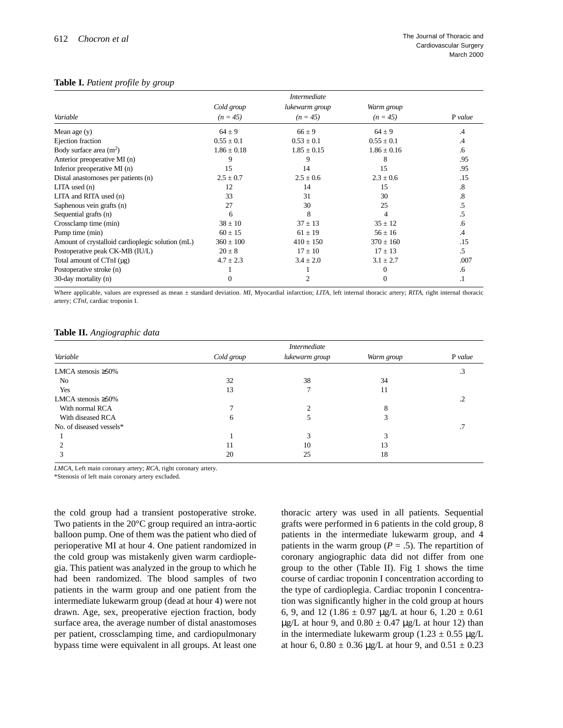**Table I.** *Patient profile by group*

| *Variable* | *Cold group* *(n = 45)* | *Intermediate lukewarm group* *(n = 45)* | *Warm group* *(n = 45)* | P *value* |
|---|---|---|---|---|
| Mean age (y) | 64 ± 9 | 66 ± 9 | 64 ± 9 | .4 |
| Ejection fraction | 0.55 ± 0.1 | 0.53 ± 0.1 | 0.55 ± 0.1 | .4 |
| Body surface area ($m^2$) | 1.86 ± 0.18 | 1.85 ± 0.15 | 1.86 ± 0.16 | .6 |
| Anterior preoperative MI (n) | 9 | 9 | 8 | .95 |
| Inferior preoperative MI (n) | 15 | 14 | 15 | .95 |
| Distal anastomoses per patients (n) | 2.5 ± 0.7 | 2.5 ± 0.6 | 2.3 ± 0.6 | .15 |
| LITA used (n) | 12 | 14 | 15 | .8 |
| LITA and RITA used (n) | 33 | 31 | 30 | .8 |
| Saphenous vein grafts (n) | 27 | 30 | 25 | .5 |
| Sequential grafts (n) | 6 | 8 | 4 | .5 |
| Crossclamp time (min) | 38 ± 10 | 37 ± 13 | 35 ± 12 | .6 |
| Pump time (min) | 60 ± 15 | 61 ± 19 | 56 ± 16 | .4 |
| Amount of crystalloid cardioplegic solution (mL) | 360 ± 100 | 410 ± 150 | 370 ± 160 | .15 |
| Postoperative peak CK-MB (IU/L) | 20 ± 8 | 17 ± 10 | 17 ± 13 | .5 |
| Total amount of CTnI (μg) | 4.7 ± 2.3 | 3.4 ± 2.0 | 3.1 ± 2.7 | .007 |
| Postoperative stroke (n) | 1 | 1 | 0 | .6 |
| 30-day mortality (n) | 0 | 2 | 0 | .1 |

Where applicable, values are expressed as mean ± standard deviation. *MI*, Myocardial infarction; *LITA*, left internal thoracic artery; *RITA*, right internal thoracic artery; *CTnI*, cardiac troponin I.

**Table II.** *Angiographic data*

| *Variable* | *Cold group* | *Intermediate lukewarm group* | *Warm group* | P *value* |
|---|---|---|---|---|
| LMCA stenosis ≥50% | | | | .3 |
| No | 32 | 38 | 34 | |
| Yes | 13 | 7 | 11 | |
| LMCA stenosis ≥50% | | | | .2 |
| With normal RCA | 7 | 2 | 8 | |
| With diseased RCA | 6 | 5 | 3 | |
| No. of diseased vessels* | | | | .7 |
| 1 | 1 | 3 | 3 | |
| 2 | 11 | 10 | 13 | |
| 3 | 20 | 25 | 18 | |

*LMCA*, Left main coronary artery; *RCA*, right coronary artery.

*Stenosis of left main coronary artery excluded.

the cold group had a transient postoperative stroke. Two patients in the 20°C group required an intra-aortic balloon pump. One of them was the patient who died of perioperative MI at hour 4. One patient randomized in the cold group was mistakenly given warm cardioplegia. This patient was analyzed in the group to which he had been randomized. The blood samples of two patients in the warm group and one patient from the intermediate lukewarm group (dead at hour 4) were not drawn. Age, sex, preoperative ejection fraction, body surface area, the average number of distal anastomoses per patient, crossclamping time, and cardiopulmonary bypass time were equivalent in all groups. At least one thoracic artery was used in all patients. Sequential grafts were performed in 6 patients in the cold group, 8 patients in the intermediate lukewarm group, and 4 patients in the warm group ($P = .5$). The repartition of coronary angiographic data did not differ from one group to the other (Table II). Fig 1 shows the time course of cardiac troponin I concentration according to the type of cardioplegia. Cardiac troponin I concentration was significantly higher in the cold group at hours 6, 9, and 12 (1.86 ± 0.97 μg/L at hour 6, 1.20 ± 0.61 μg/L at hour 9, and 0.80 ± 0.47 μg/L at hour 12) than in the intermediate lukewarm group (1.23 ± 0.55 μg/L at hour 6, 0.80 ± 0.36 μg/L at hour 9, and 0.51 ± 0.23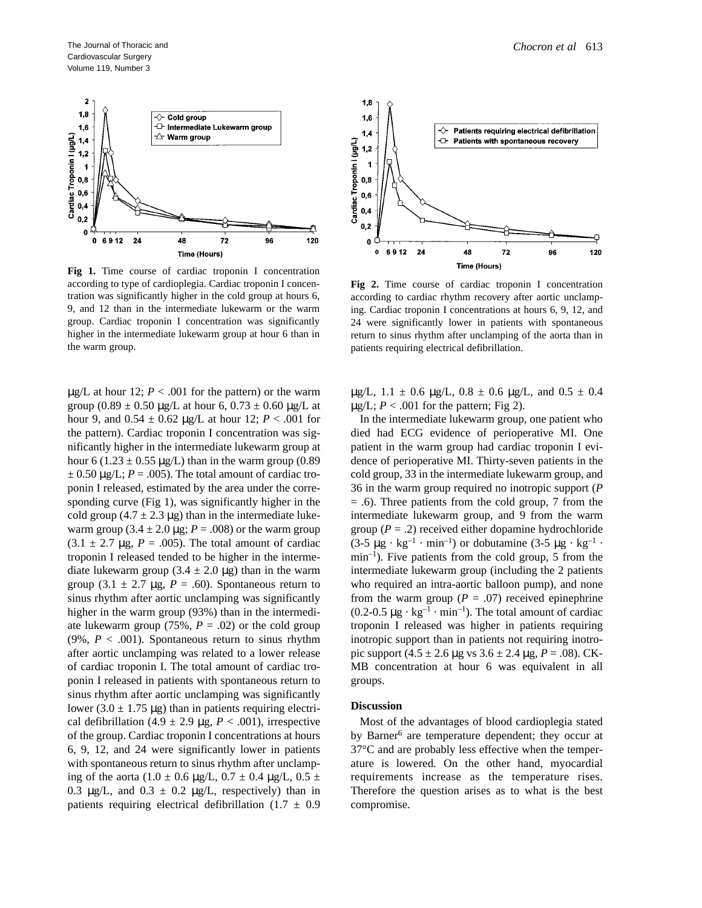**Fig 1.** Time course of cardiac troponin I concentration according to type of cardioplegia. Cardiac troponin I concentration was significantly higher in the cold group at hours 6, 9, and 12 than in the intermediate lukewarm or the warm group. Cardiac troponin I concentration was significantly higher in the intermediate lukewarm group at hour 6 than in the warm group.

**Fig 2.** Time course of cardiac troponin I concentration according to cardiac rhythm recovery after aortic unclamping. Cardiac troponin I concentrations at hours 6, 9, 12, and 24 were significantly lower in patients with spontaneous return to sinus rhythm after unclamping of the aorta than in patients requiring electrical defibrillation.

μg/L at hour 12; $P < .001$ for the pattern) or the warm group (0.89 ± 0.50 μg/L at hour 6, 0.73 ± 0.60 μg/L at hour 9, and 0.54 ± 0.62 μg/L at hour 12; $P < .001$ for the pattern). Cardiac troponin I concentration was significantly higher in the intermediate lukewarm group at hour 6 (1.23 ± 0.55 μg/L) than in the warm group (0.89 ± 0.50 μg/L; $P = .005$). The total amount of cardiac troponin I released, estimated by the area under the corresponding curve (Fig 1), was significantly higher in the cold group (4.7 ± 2.3 μg) than in the intermediate lukewarm group (3.4 ± 2.0 μg; $P = .008$) or the warm group (3.1 ± 2.7 μg, $P = .005$). The total amount of cardiac troponin I released tended to be higher in the intermediate lukewarm group (3.4 ± 2.0 μg) than in the warm group (3.1 ± 2.7 μg, $P = .60$). Spontaneous return to sinus rhythm after aortic unclamping was significantly higher in the warm group (93%) than in the intermediate lukewarm group (75%, $P = .02$) or the cold group (9%, $P < .001$). Spontaneous return to sinus rhythm after aortic unclamping was related to a lower release of cardiac troponin I. The total amount of cardiac troponin I released in patients with spontaneous return to sinus rhythm after aortic unclamping was significantly lower (3.0 ± 1.75 μg) than in patients requiring electrical defibrillation (4.9 ± 2.9 μg, $P < .001$), irrespective of the group. Cardiac troponin I concentrations at hours 6, 9, 12, and 24 were significantly lower in patients with spontaneous return to sinus rhythm after unclamping of the aorta (1.0 ± 0.6 μg/L, 0.7 ± 0.4 μg/L, 0.5 ± 0.3 μg/L, and 0.3 ± 0.2 μg/L, respectively) than in patients requiring electrical defibrillation (1.7 ± 0.9 μg/L, 1.1 ± 0.6 μg/L, 0.8 ± 0.6 μg/L, and 0.5 ± 0.4 μg/L; $P < .001$ for the pattern; Fig 2).

In the intermediate lukewarm group, one patient who died had ECG evidence of perioperative MI. One patient in the warm group had cardiac troponin I evidence of perioperative MI. Thirty-seven patients in the cold group, 33 in the intermediate lukewarm group, and 36 in the warm group required no inotropic support ($P = .6$). Three patients from the cold group, 7 from the intermediate lukewarm group, and 9 from the warm group ($P = .2$) received either dopamine hydrochloride (3-5 $\mu g \cdot kg^{-1} \cdot min^{-1}$) or dobutamine (3-5 $\mu g \cdot kg^{-1} \cdot min^{-1}$). Five patients from the cold group, 5 from the intermediate lukewarm group (including the 2 patients who required an intra-aortic balloon pump), and none from the warm group ($P = .07$) received epinephrine (0.2-0.5 $\mu g \cdot kg^{-1} \cdot min^{-1}$). The total amount of cardiac troponin I released was higher in patients requiring inotropic support than in patients not requiring inotropic support (4.5 ± 2.6 μg vs 3.6 ± 2.4 μg, $P = .08$). CK-MB concentration at hour 6 was equivalent in all groups.

## Discussion

Most of the advantages of blood cardioplegia stated by Barner[6] are temperature dependent; they occur at 37°C and are probably less effective when the temperature is lowered. On the other hand, myocardial requirements increase as the temperature rises. Therefore the question arises as to what is the best compromise.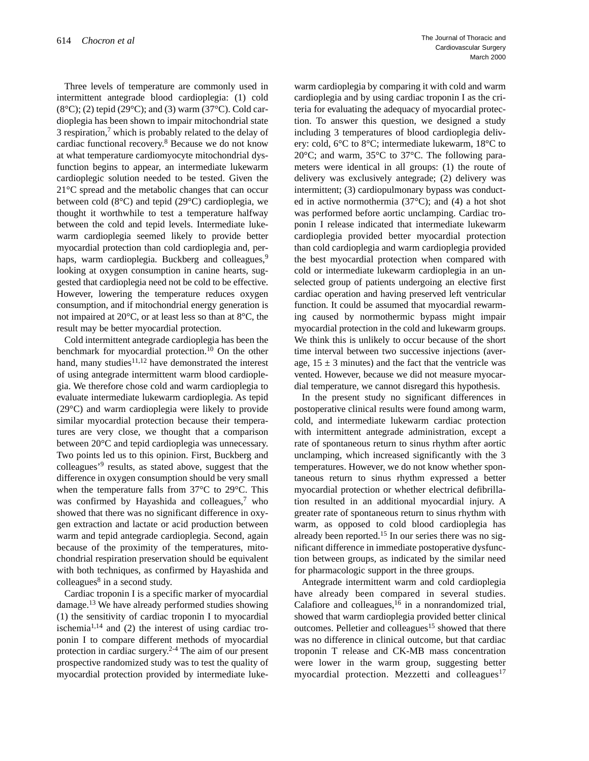Three levels of temperature are commonly used in intermittent antegrade blood cardioplegia: (1) cold (8°C); (2) tepid (29°C); and (3) warm (37°C). Cold cardioplegia has been shown to impair mitochondrial state 3 respiration,[7] which is probably related to the delay of cardiac functional recovery.[8] Because we do not know at what temperature cardiomyocyte mitochondrial dysfunction begins to appear, an intermediate lukewarm cardioplegic solution needed to be tested. Given the 21°C spread and the metabolic changes that can occur between cold (8°C) and tepid (29°C) cardioplegia, we thought it worthwhile to test a temperature halfway between the cold and tepid levels. Intermediate lukewarm cardioplegia seemed likely to provide better myocardial protection than cold cardioplegia and, perhaps, warm cardioplegia. Buckberg and colleagues,[9] looking at oxygen consumption in canine hearts, suggested that cardioplegia need not be cold to be effective. However, lowering the temperature reduces oxygen consumption, and if mitochondrial energy generation is not impaired at 20°C, or at least less so than at 8°C, the result may be better myocardial protection.

Cold intermittent antegrade cardioplegia has been the benchmark for myocardial protection.[10] On the other hand, many studies[11,12] have demonstrated the interest of using antegrade intermittent warm blood cardioplegia. We therefore chose cold and warm cardioplegia to evaluate intermediate lukewarm cardioplegia. As tepid (29°C) and warm cardioplegia were likely to provide similar myocardial protection because their temperatures are very close, we thought that a comparison between 20°C and tepid cardioplegia was unnecessary. Two points led us to this opinion. First, Buckberg and colleagues'[9] results, as stated above, suggest that the difference in oxygen consumption should be very small when the temperature falls from 37°C to 29°C. This was confirmed by Hayashida and colleagues,[7] who showed that there was no significant difference in oxygen extraction and lactate or acid production between warm and tepid antegrade cardioplegia. Second, again because of the proximity of the temperatures, mitochondrial respiration preservation should be equivalent with both techniques, as confirmed by Hayashida and colleagues[8] in a second study.

Cardiac troponin I is a specific marker of myocardial damage.[13] We have already performed studies showing (1) the sensitivity of cardiac troponin I to myocardial ischemia[1,14] and (2) the interest of using cardiac troponin I to compare different methods of myocardial protection in cardiac surgery.[2-4] The aim of our present prospective randomized study was to test the quality of myocardial protection provided by intermediate lukewarm cardioplegia by comparing it with cold and warm cardioplegia and by using cardiac troponin I as the criteria for evaluating the adequacy of myocardial protection. To answer this question, we designed a study including 3 temperatures of blood cardioplegia delivery: cold, 6°C to 8°C; intermediate lukewarm, 18°C to 20°C; and warm, 35°C to 37°C. The following parameters were identical in all groups: (1) the route of delivery was exclusively antegrade; (2) delivery was intermittent; (3) cardiopulmonary bypass was conducted in active normothermia (37°C); and (4) a hot shot was performed before aortic unclamping. Cardiac troponin I release indicated that intermediate lukewarm cardioplegia provided better myocardial protection than cold cardioplegia and warm cardioplegia provided the best myocardial protection when compared with cold or intermediate lukewarm cardioplegia in an unselected group of patients undergoing an elective first cardiac operation and having preserved left ventricular function. It could be assumed that myocardial rewarming caused by normothermic bypass might impair myocardial protection in the cold and lukewarm groups. We think this is unlikely to occur because of the short time interval between two successive injections (average, 15 ± 3 minutes) and the fact that the ventricle was vented. However, because we did not measure myocardial temperature, we cannot disregard this hypothesis.

In the present study no significant differences in postoperative clinical results were found among warm, cold, and intermediate lukewarm cardiac protection with intermittent antegrade administration, except a rate of spontaneous return to sinus rhythm after aortic unclamping, which increased significantly with the 3 temperatures. However, we do not know whether spontaneous return to sinus rhythm expressed a better myocardial protection or whether electrical defibrillation resulted in an additional myocardial injury. A greater rate of spontaneous return to sinus rhythm with warm, as opposed to cold blood cardioplegia has already been reported.[15] In our series there was no significant difference in immediate postoperative dysfunction between groups, as indicated by the similar need for pharmacologic support in the three groups.

Antegrade intermittent warm and cold cardioplegia have already been compared in several studies. Calafiore and colleagues,[16] in a nonrandomized trial, showed that warm cardioplegia provided better clinical outcomes. Pelletier and colleagues[15] showed that there was no difference in clinical outcome, but that cardiac troponin T release and CK-MB mass concentration were lower in the warm group, suggesting better myocardial protection. Mezzetti and colleagues[17]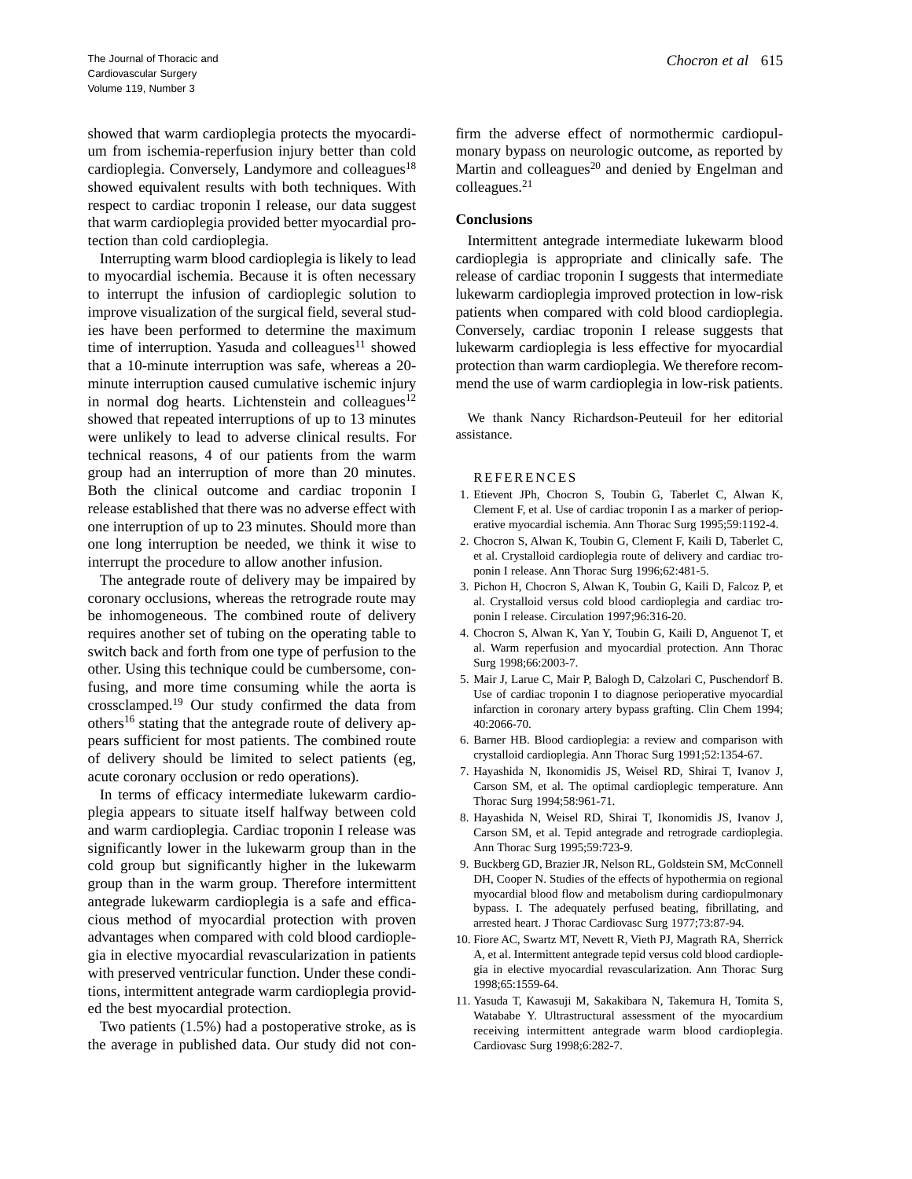showed that warm cardioplegia protects the myocardium from ischemia-reperfusion injury better than cold cardioplegia. Conversely, Landymore and colleagues[18] showed equivalent results with both techniques. With respect to cardiac troponin I release, our data suggest that warm cardioplegia provided better myocardial protection than cold cardioplegia.

Interrupting warm blood cardioplegia is likely to lead to myocardial ischemia. Because it is often necessary to interrupt the infusion of cardioplegic solution to improve visualization of the surgical field, several studies have been performed to determine the maximum time of interruption. Yasuda and colleagues[11] showed that a 10-minute interruption was safe, whereas a 20-minute interruption caused cumulative ischemic injury in normal dog hearts. Lichtenstein and colleagues[12] showed that repeated interruptions of up to 13 minutes were unlikely to lead to adverse clinical results. For technical reasons, 4 of our patients from the warm group had an interruption of more than 20 minutes. Both the clinical outcome and cardiac troponin I release established that there was no adverse effect with one interruption of up to 23 minutes. Should more than one long interruption be needed, we think it wise to interrupt the procedure to allow another infusion.

The antegrade route of delivery may be impaired by coronary occlusions, whereas the retrograde route may be inhomogeneous. The combined route of delivery requires another set of tubing on the operating table to switch back and forth from one type of perfusion to the other. Using this technique could be cumbersome, confusing, and more time consuming while the aorta is crossclamped.[19] Our study confirmed the data from others[16] stating that the antegrade route of delivery appears sufficient for most patients. The combined route of delivery should be limited to select patients (eg, acute coronary occlusion or redo operations).

In terms of efficacy intermediate lukewarm cardioplegia appears to situate itself halfway between cold and warm cardioplegia. Cardiac troponin I release was significantly lower in the lukewarm group than in the cold group but significantly higher in the lukewarm group than in the warm group. Therefore intermittent antegrade lukewarm cardioplegia is a safe and efficacious method of myocardial protection with proven advantages when compared with cold blood cardioplegia in elective myocardial revascularization in patients with preserved ventricular function. Under these conditions, intermittent antegrade warm cardioplegia provided the best myocardial protection.

Two patients (1.5%) had a postoperative stroke, as is the average in published data. Our study did not confirm the adverse effect of normothermic cardiopulmonary bypass on neurologic outcome, as reported by Martin and colleagues[20] and denied by Engelman and colleagues.[21]

## Conclusions

Intermittent antegrade intermediate lukewarm blood cardioplegia is appropriate and clinically safe. The release of cardiac troponin I suggests that intermediate lukewarm cardioplegia improved protection in low-risk patients when compared with cold blood cardioplegia. Conversely, cardiac troponin I release suggests that lukewarm cardioplegia is less effective for myocardial protection than warm cardioplegia. We therefore recommend the use of warm cardioplegia in low-risk patients.

We thank Nancy Richardson-Peuteuil for her editorial assistance.

## REFERENCES

1. Etievent JPh, Chocron S, Toubin G, Taberlet C, Alwan K, Clement F, et al. Use of cardiac troponin I as a marker of perioperative myocardial ischemia. Ann Thorac Surg 1995;59:1192-4.
2. Chocron S, Alwan K, Toubin G, Clement F, Kaili D, Taberlet C, et al. Crystalloid cardioplegia route of delivery and cardiac troponin I release. Ann Thorac Surg 1996;62:481-5.
3. Pichon H, Chocron S, Alwan K, Toubin G, Kaili D, Falcoz P, et al. Crystalloid versus cold blood cardioplegia and cardiac troponin I release. Circulation 1997;96:316-20.
4. Chocron S, Alwan K, Yan Y, Toubin G, Kaili D, Anguenot T, et al. Warm reperfusion and myocardial protection. Ann Thorac Surg 1998;66:2003-7.
5. Mair J, Larue C, Mair P, Balogh D, Calzolari C, Puschendorf B. Use of cardiac troponin I to diagnose perioperative myocardial infarction in coronary artery bypass grafting. Clin Chem 1994; 40:2066-70.
6. Barner HB. Blood cardioplegia: a review and comparison with crystalloid cardioplegia. Ann Thorac Surg 1991;52:1354-67.
7. Hayashida N, Ikonomidis JS, Weisel RD, Shirai T, Ivanov J, Carson SM, et al. The optimal cardioplegic temperature. Ann Thorac Surg 1994;58:961-71.
8. Hayashida N, Weisel RD, Shirai T, Ikonomidis JS, Ivanov J, Carson SM, et al. Tepid antegrade and retrograde cardioplegia. Ann Thorac Surg 1995;59:723-9.
9. Buckberg GD, Brazier JR, Nelson RL, Goldstein SM, McConnell DH, Cooper N. Studies of the effects of hypothermia on regional myocardial blood flow and metabolism during cardiopulmonary bypass. I. The adequately perfused beating, fibrillating, and arrested heart. J Thorac Cardiovasc Surg 1977;73:87-94.
10. Fiore AC, Swartz MT, Nevett R, Vieth PJ, Magrath RA, Sherrick A, et al. Intermittent antegrade tepid versus cold blood cardioplegia in elective myocardial revascularization. Ann Thorac Surg 1998;65:1559-64.
11. Yasuda T, Kawasuji M, Sakakibara N, Takemura H, Tomita S, Watabave Y. Ultrastructural assessment of the myocardium receiving intermittent antegrade warm blood cardioplegia. Cardiovasc Surg 1998;6:282-7.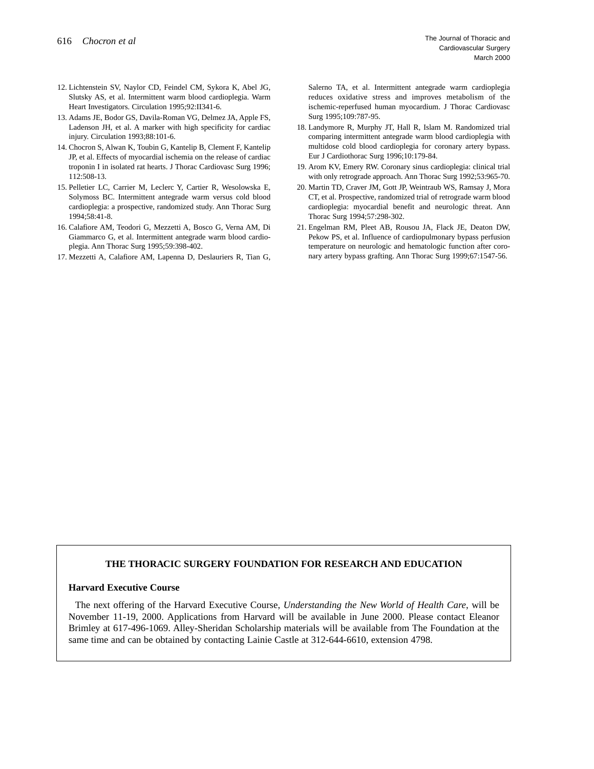12. Lichtenstein SV, Naylor CD, Feindel CM, Sykora K, Abel JG, Slutsky AS, et al. Intermittent warm blood cardioplegia. Warm Heart Investigators. Circulation 1995;92:II341-6.
13. Adams JE, Bodor GS, Davila-Roman VG, Delmez JA, Apple FS, Ladenson JH, et al. A marker with high specificity for cardiac injury. Circulation 1993;88:101-6.
14. Chocron S, Alwan K, Toubin G, Kantelip B, Clement F, Kantelip JP, et al. Effects of myocardial ischemia on the release of cardiac troponin I in isolated rat hearts. J Thorac Cardiovasc Surg 1996; 112:508-13.
15. Pelletier LC, Carrier M, Leclerc Y, Cartier R, Wesolowska E, Solymoss BC. Intermittent antegrade warm versus cold blood cardioplegia: a prospective, randomized study. Ann Thorac Surg 1994;58:41-8.
16. Calafiore AM, Teodori G, Mezzetti A, Bosco G, Verna AM, Di Giammarco G, et al. Intermittent antegrade warm blood cardioplegia. Ann Thorac Surg 1995;59:398-402.
17. Mezzetti A, Calafiore AM, Lapenna D, Deslauriers R, Tian G, Salerno TA, et al. Intermittent antegrade warm cardioplegia reduces oxidative stress and improves metabolism of the ischemic-reperfused human myocardium. J Thorac Cardiovasc Surg 1995;109:787-95.
18. Landymore R, Murphy JT, Hall R, Islam M. Randomized trial comparing intermittent antegrade warm blood cardioplegia with multidose cold blood cardioplegia for coronary artery bypass. Eur J Cardiothorac Surg 1996;10:179-84.
19. Arom KV, Emery RW. Coronary sinus cardioplegia: clinical trial with only retrograde approach. Ann Thorac Surg 1992;53:965-70.
20. Martin TD, Craver JM, Gott JP, Weintraub WS, Ramsay J, Mora CT, et al. Prospective, randomized trial of retrograde warm blood cardioplegia: myocardial benefit and neurologic threat. Ann Thorac Surg 1994;57:298-302.
21. Engelman RM, Pleet AB, Rousou JA, Flack JE, Deaton DW, Pekow PS, et al. Influence of cardiopulmonary bypass perfusion temperature on neurologic and hematologic function after coronary artery bypass grafting. Ann Thorac Surg 1999;67:1547-56.

**THE THORACIC SURGERY FOUNDATION FOR RESEARCH AND EDUCATION**

**Harvard Executive Course**

The next offering of the Harvard Executive Course, *Understanding the New World of Health Care*, will be November 11-19, 2000. Applications from Harvard will be available in June 2000. Please contact Eleanor Brimley at 617-496-1069. Alley-Sheridan Scholarship materials will be available from The Foundation at the same time and can be obtained by contacting Lainie Castle at 312-644-6610, extension 4798.